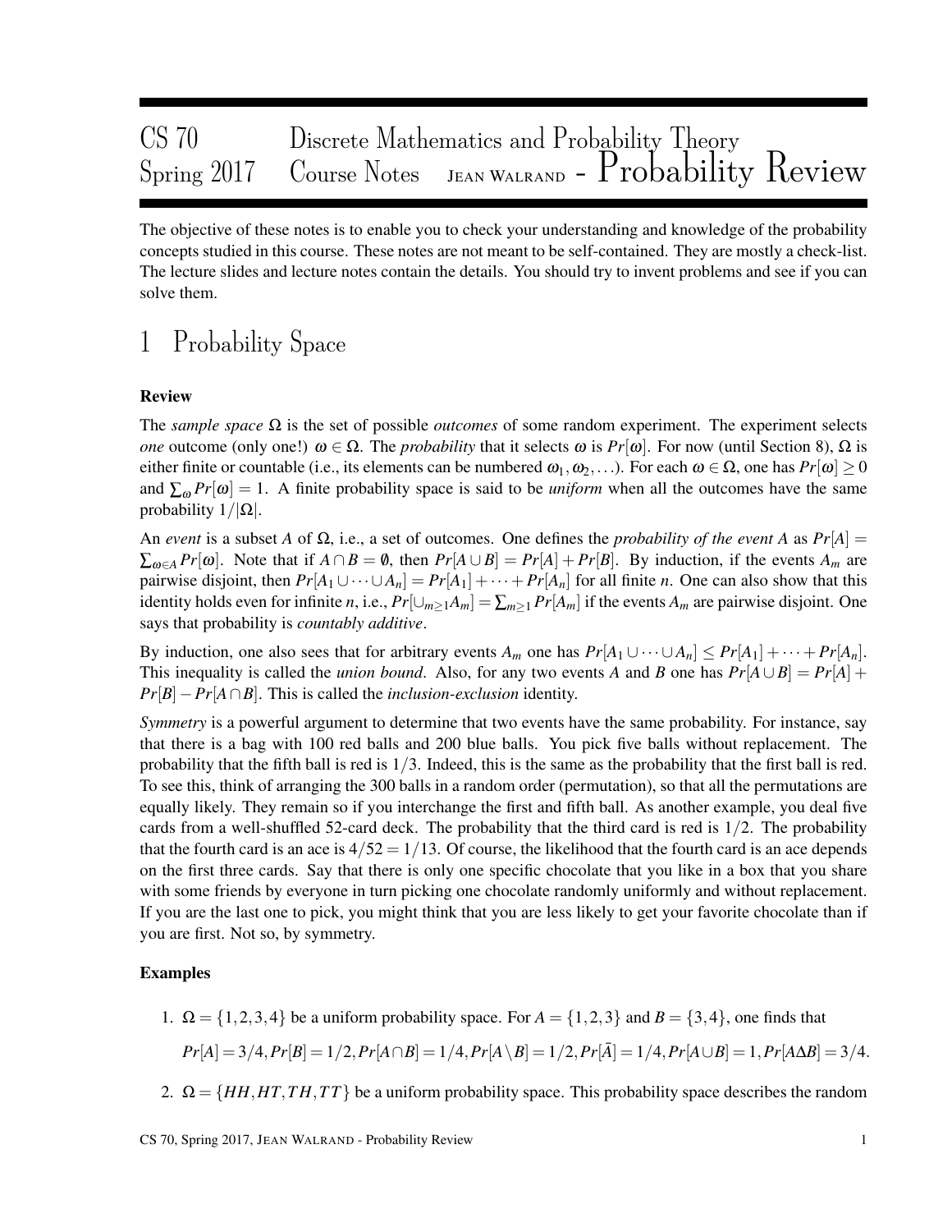# CS 70 Discrete Mathematics and Probability Theory
## Spring 2017 Course Notes JEAN WALRAND - Probability Review

The objective of these notes is to enable you to check your understanding and knowledge of the probability concepts studied in this course. These notes are not meant to be self-contained. They are mostly a check-list. The lecture slides and lecture notes contain the details. You should try to invent problems and see if you can solve them.

# 1 Probability Space

### Review

The *sample space* $\Omega$ is the set of possible *outcomes* of some random experiment. The experiment selects *one* outcome (only one!) $\omega \in \Omega$. The *probability* that it selects $\omega$ is $Pr[\omega]$. For now (until Section 8), $\Omega$ is either finite or countable (i.e., its elements can be numbered $\omega_1, \omega_2, \ldots$). For each $\omega \in \Omega$, one has $Pr[\omega] \geq 0$ and $\sum_\omega Pr[\omega] = 1$. A finite probability space is said to be *uniform* when all the outcomes have the same probability $1/|\Omega|$.

An *event* is a subset $A$ of $\Omega$, i.e., a set of outcomes. One defines the *probability of the event A* as $Pr[A] = \sum_{\omega \in A} Pr[\omega]$. Note that if $A \cap B = \emptyset$, then $Pr[A \cup B] = Pr[A] + Pr[B]$. By induction, if the events $A_m$ are pairwise disjoint, then $Pr[A_1 \cup \cdots \cup A_n] = Pr[A_1] + \cdots + Pr[A_n]$ for all finite $n$. One can also show that this identity holds even for infinite $n$, i.e., $Pr[\cup_{m \geq 1} A_m] = \sum_{m \geq 1} Pr[A_m]$ if the events $A_m$ are pairwise disjoint. One says that probability is *countably additive*.

By induction, one also sees that for arbitrary events $A_m$ one has $Pr[A_1 \cup \cdots \cup A_n] \leq Pr[A_1] + \cdots + Pr[A_n]$. This inequality is called the *union bound*. Also, for any two events $A$ and $B$ one has $Pr[A \cup B] = Pr[A] + Pr[B] - Pr[A \cap B]$. This is called the *inclusion-exclusion* identity.

*Symmetry* is a powerful argument to determine that two events have the same probability. For instance, say that there is a bag with 100 red balls and 200 blue balls. You pick five balls without replacement. The probability that the fifth ball is red is $1/3$. Indeed, this is the same as the probability that the first ball is red. To see this, think of arranging the 300 balls in a random order (permutation), so that all the permutations are equally likely. They remain so if you interchange the first and fifth ball. As another example, you deal five cards from a well-shuffled 52-card deck. The probability that the third card is red is $1/2$. The probability that the fourth card is an ace is $4/52 = 1/13$. Of course, the likelihood that the fourth card is an ace depends on the first three cards. Say that there is only one specific chocolate that you like in a box that you share with some friends by everyone in turn picking one chocolate randomly uniformly and without replacement. If you are the last one to pick, you might think that you are less likely to get your favorite chocolate than if you are first. Not so, by symmetry.

### Examples

1. $\Omega = \{1,2,3,4\}$ be a uniform probability space. For $A = \{1,2,3\}$ and $B = \{3,4\}$, one finds that

   $Pr[A] = 3/4, Pr[B] = 1/2, Pr[A \cap B] = 1/4, Pr[A \setminus B] = 1/2, Pr[\bar{A}] = 1/4, Pr[A \cup B] = 1, Pr[A \Delta B] = 3/4.$

2. $\Omega = \{HH, HT, TH, TT\}$ be a uniform probability space. This probability space describes the random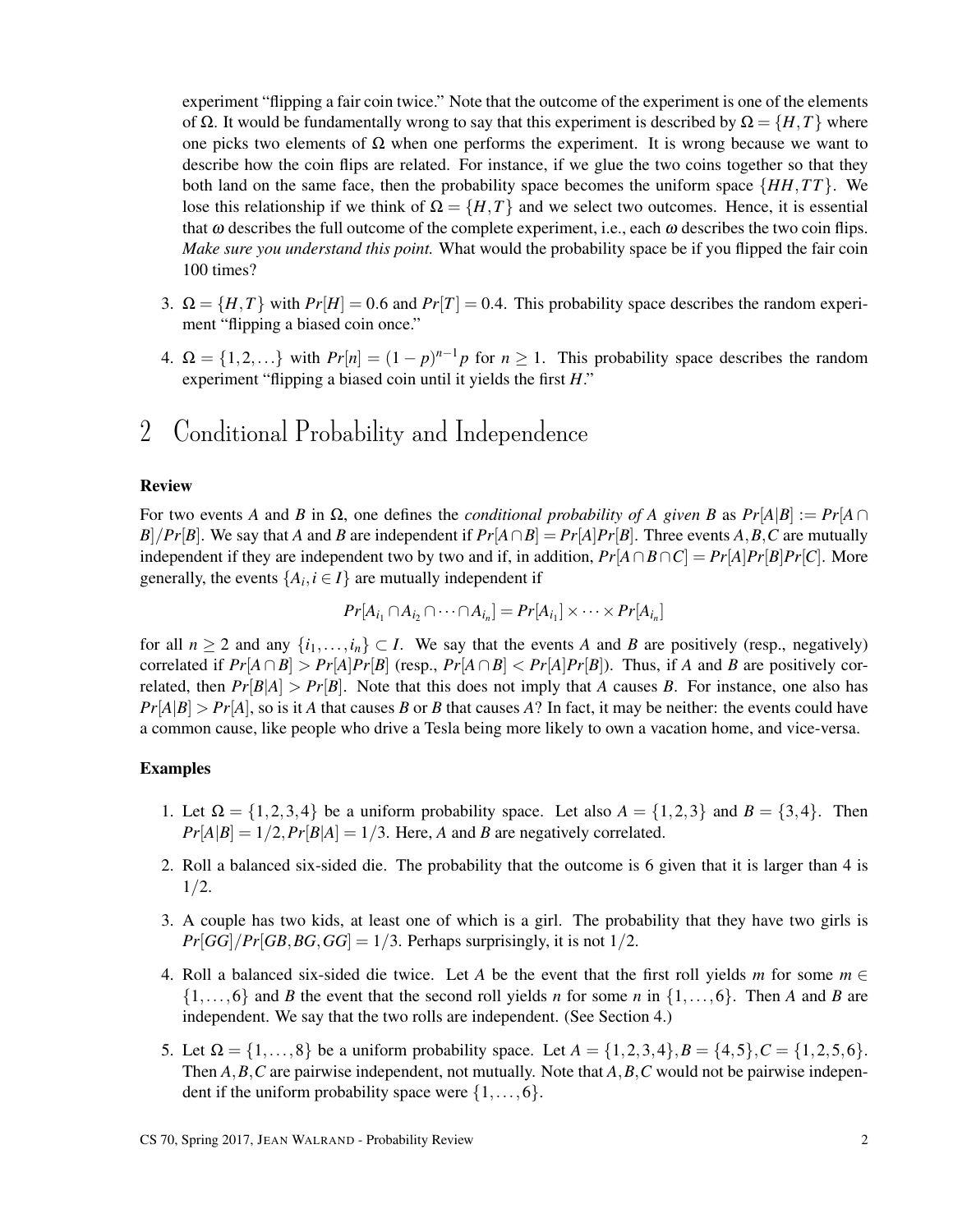experiment "flipping a fair coin twice." Note that the outcome of the experiment is one of the elements of $\Omega$. It would be fundamentally wrong to say that this experiment is described by $\Omega = \{H, T\}$ where one picks two elements of $\Omega$ when one performs the experiment. It is wrong because we want to describe how the coin flips are related. For instance, if we glue the two coins together so that they both land on the same face, then the probability space becomes the uniform space $\{HH, TT\}$. We lose this relationship if we think of $\Omega = \{H, T\}$ and we select two outcomes. Hence, it is essential that $\omega$ describes the full outcome of the complete experiment, i.e., each $\omega$ describes the two coin flips. *Make sure you understand this point.* What would the probability space be if you flipped the fair coin 100 times?

3. $\Omega = \{H, T\}$ with $Pr[H] = 0.6$ and $Pr[T] = 0.4$. This probability space describes the random experiment "flipping a biased coin once."

4. $\Omega = \{1, 2, \ldots\}$ with $Pr[n] = (1-p)^{n-1}p$ for $n \geq 1$. This probability space describes the random experiment "flipping a biased coin until it yields the first $H$."

# 2 Conditional Probability and Independence

**Review**

For two events $A$ and $B$ in $\Omega$, one defines the *conditional probability of $A$ given $B$* as $Pr[A|B] := Pr[A \cap B]/Pr[B]$. We say that $A$ and $B$ are independent if $Pr[A \cap B] = Pr[A]Pr[B]$. Three events $A, B, C$ are mutually independent if they are independent two by two and if, in addition, $Pr[A \cap B \cap C] = Pr[A]Pr[B]Pr[C]$. More generally, the events $\{A_i, i \in I\}$ are mutually independent if

$$Pr[A_{i_1} \cap A_{i_2} \cap \cdots \cap A_{i_n}] = Pr[A_{i_1}] \times \cdots \times Pr[A_{i_n}]$$

for all $n \geq 2$ and any $\{i_1, \ldots, i_n\} \subset I$. We say that the events $A$ and $B$ are positively (resp., negatively) correlated if $Pr[A \cap B] > Pr[A]Pr[B]$ (resp., $Pr[A \cap B] < Pr[A]Pr[B]$). Thus, if $A$ and $B$ are positively correlated, then $Pr[B|A] > Pr[B]$. Note that this does not imply that $A$ causes $B$. For instance, one also has $Pr[A|B] > Pr[A]$, so is it $A$ that causes $B$ or $B$ that causes $A$? In fact, it may be neither: the events could have a common cause, like people who drive a Tesla being more likely to own a vacation home, and vice-versa.

**Examples**

1. Let $\Omega = \{1, 2, 3, 4\}$ be a uniform probability space. Let also $A = \{1, 2, 3\}$ and $B = \{3, 4\}$. Then $Pr[A|B] = 1/2, Pr[B|A] = 1/3$. Here, $A$ and $B$ are negatively correlated.

2. Roll a balanced six-sided die. The probability that the outcome is 6 given that it is larger than 4 is $1/2$.

3. A couple has two kids, at least one of which is a girl. The probability that they have two girls is $Pr[GG]/Pr[GB, BG, GG] = 1/3$. Perhaps surprisingly, it is not $1/2$.

4. Roll a balanced six-sided die twice. Let $A$ be the event that the first roll yields $m$ for some $m \in \{1, \ldots, 6\}$ and $B$ the event that the second roll yields $n$ for some $n$ in $\{1, \ldots, 6\}$. Then $A$ and $B$ are independent. We say that the two rolls are independent. (See Section 4.)

5. Let $\Omega = \{1, \ldots, 8\}$ be a uniform probability space. Let $A = \{1, 2, 3, 4\}, B = \{4, 5\}, C = \{1, 2, 5, 6\}$. Then $A, B, C$ are pairwise independent, not mutually. Note that $A, B, C$ would not be pairwise independent if the uniform probability space were $\{1, \ldots, 6\}$.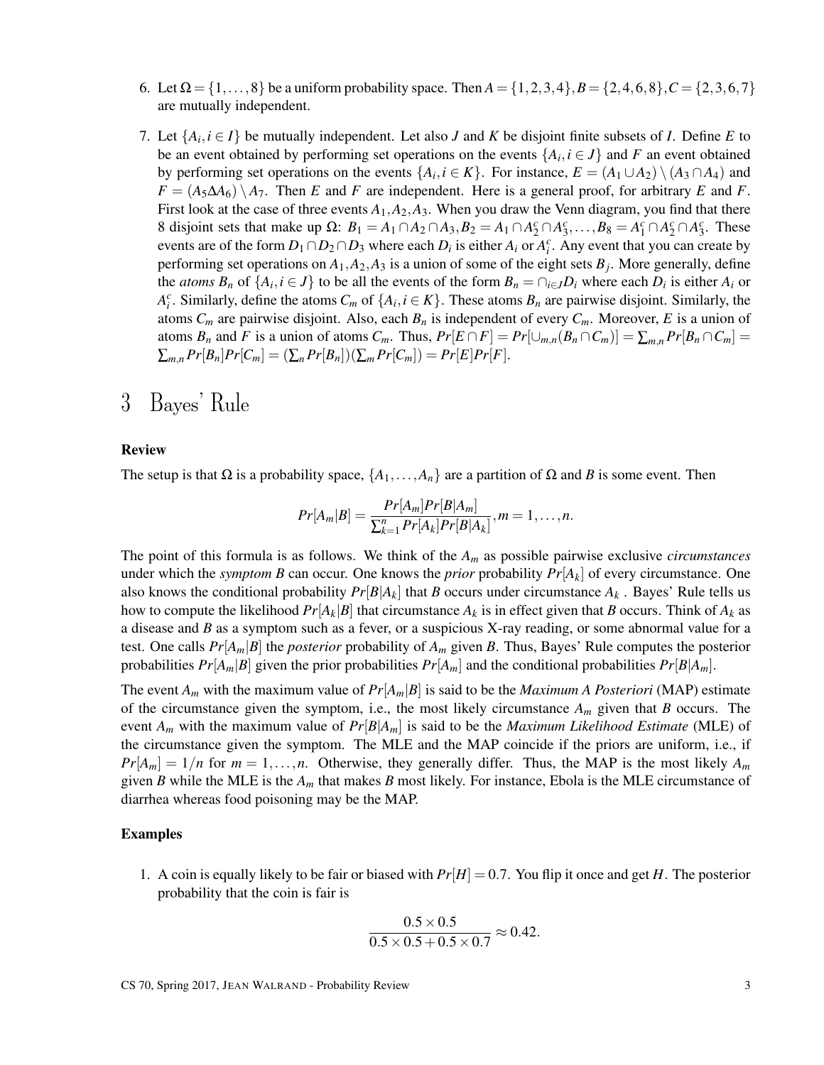6. Let $\Omega = \{1, \ldots, 8\}$ be a uniform probability space. Then $A = \{1,2,3,4\}, B = \{2,4,6,8\}, C = \{2,3,6,7\}$ are mutually independent.

7. Let $\{A_i, i \in I\}$ be mutually independent. Let also $J$ and $K$ be disjoint finite subsets of $I$. Define $E$ to be an event obtained by performing set operations on the events $\{A_i, i \in J\}$ and $F$ an event obtained by performing set operations on the events $\{A_i, i \in K\}$. For instance, $E = (A_1 \cup A_2) \setminus (A_3 \cap A_4)$ and $F = (A_5 \Delta A_6) \setminus A_7$. Then $E$ and $F$ are independent. Here is a general proof, for arbitrary $E$ and $F$. First look at the case of three events $A_1, A_2, A_3$. When you draw the Venn diagram, you find that there 8 disjoint sets that make up $\Omega$: $B_1 = A_1 \cap A_2 \cap A_3, B_2 = A_1 \cap A_2^c \cap A_3^c, \ldots, B_8 = A_1^c \cap A_2^c \cap A_3^c$. These events are of the form $D_1 \cap D_2 \cap D_3$ where each $D_i$ is either $A_i$ or $A_i^c$. Any event that you can create by performing set operations on $A_1, A_2, A_3$ is a union of some of the eight sets $B_j$. More generally, define the *atoms* $B_n$ of $\{A_i, i \in J\}$ to be all the events of the form $B_n = \cap_{i \in J} D_i$ where each $D_i$ is either $A_i$ or $A_i^c$. Similarly, define the atoms $C_m$ of $\{A_i, i \in K\}$. These atoms $B_n$ are pairwise disjoint. Similarly, the atoms $C_m$ are pairwise disjoint. Also, each $B_n$ is independent of every $C_m$. Moreover, $E$ is a union of atoms $B_n$ and $F$ is a union of atoms $C_m$. Thus, $Pr[E \cap F] = Pr[\cup_{m,n}(B_n \cap C_m)] = \sum_{m,n} Pr[B_n \cap C_m] = \sum_{m,n} Pr[B_n]Pr[C_m] = (\sum_n Pr[B_n])(\sum_m Pr[C_m]) = Pr[E]Pr[F]$.

# 3 Bayes' Rule

**Review**

The setup is that $\Omega$ is a probability space, $\{A_1, \ldots, A_n\}$ are a partition of $\Omega$ and $B$ is some event. Then

$$Pr[A_m|B] = \frac{Pr[A_m]Pr[B|A_m]}{\sum_{k=1}^{n} Pr[A_k]Pr[B|A_k]}, m = 1, \ldots, n.$$

The point of this formula is as follows. We think of the $A_m$ as possible pairwise exclusive *circumstances* under which the *symptom* $B$ can occur. One knows the *prior* probability $Pr[A_k]$ of every circumstance. One also knows the conditional probability $Pr[B|A_k]$ that $B$ occurs under circumstance $A_k$. Bayes' Rule tells us how to compute the likelihood $Pr[A_k|B]$ that circumstance $A_k$ is in effect given that $B$ occurs. Think of $A_k$ as a disease and $B$ as a symptom such as a fever, or a suspicious X-ray reading, or some abnormal value for a test. One calls $Pr[A_m|B]$ the *posterior* probability of $A_m$ given $B$. Thus, Bayes' Rule computes the posterior probabilities $Pr[A_m|B]$ given the prior probabilities $Pr[A_m]$ and the conditional probabilities $Pr[B|A_m]$.

The event $A_m$ with the maximum value of $Pr[A_m|B]$ is said to be the *Maximum A Posteriori* (MAP) estimate of the circumstance given the symptom, i.e., the most likely circumstance $A_m$ given that $B$ occurs. The event $A_m$ with the maximum value of $Pr[B|A_m]$ is said to be the *Maximum Likelihood Estimate* (MLE) of the circumstance given the symptom. The MLE and the MAP coincide if the priors are uniform, i.e., if $Pr[A_m] = 1/n$ for $m = 1, \ldots, n$. Otherwise, they generally differ. Thus, the MAP is the most likely $A_m$ given $B$ while the MLE is the $A_m$ that makes $B$ most likely. For instance, Ebola is the MLE circumstance of diarrhea whereas food poisoning may be the MAP.

**Examples**

1. A coin is equally likely to be fair or biased with $Pr[H] = 0.7$. You flip it once and get $H$. The posterior probability that the coin is fair is

$$\frac{0.5 \times 0.5}{0.5 \times 0.5 + 0.5 \times 0.7} \approx 0.42.$$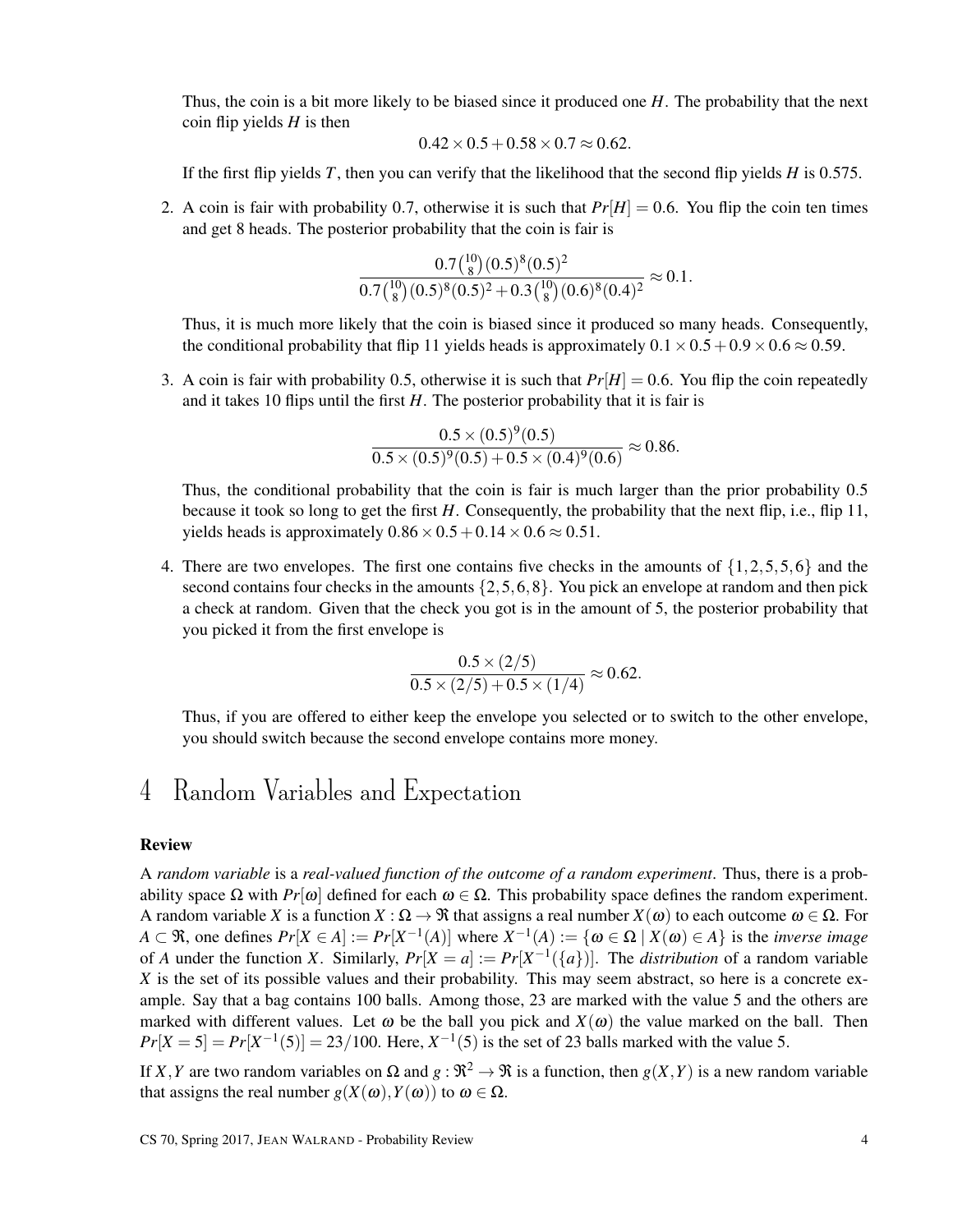Thus, the coin is a bit more likely to be biased since it produced one $H$. The probability that the next coin flip yields $H$ is then

$$0.42 \times 0.5 + 0.58 \times 0.7 \approx 0.62.$$

If the first flip yields $T$, then you can verify that the likelihood that the second flip yields $H$ is 0.575.

2. A coin is fair with probability 0.7, otherwise it is such that $Pr[H] = 0.6$. You flip the coin ten times and get 8 heads. The posterior probability that the coin is fair is

$$\frac{0.7\binom{10}{8}(0.5)^8(0.5)^2}{0.7\binom{10}{8}(0.5)^8(0.5)^2 + 0.3\binom{10}{8}(0.6)^8(0.4)^2} \approx 0.1.$$

Thus, it is much more likely that the coin is biased since it produced so many heads. Consequently, the conditional probability that flip 11 yields heads is approximately $0.1 \times 0.5 + 0.9 \times 0.6 \approx 0.59$.

3. A coin is fair with probability 0.5, otherwise it is such that $Pr[H] = 0.6$. You flip the coin repeatedly and it takes 10 flips until the first $H$. The posterior probability that it is fair is

$$\frac{0.5 \times (0.5)^9(0.5)}{0.5 \times (0.5)^9(0.5) + 0.5 \times (0.4)^9(0.6)} \approx 0.86.$$

Thus, the conditional probability that the coin is fair is much larger than the prior probability 0.5 because it took so long to get the first $H$. Consequently, the probability that the next flip, i.e., flip 11, yields heads is approximately $0.86 \times 0.5 + 0.14 \times 0.6 \approx 0.51$.

4. There are two envelopes. The first one contains five checks in the amounts of $\{1, 2, 5, 5, 6\}$ and the second contains four checks in the amounts $\{2, 5, 6, 8\}$. You pick an envelope at random and then pick a check at random. Given that the check you got is in the amount of 5, the posterior probability that you picked it from the first envelope is

$$\frac{0.5 \times (2/5)}{0.5 \times (2/5) + 0.5 \times (1/4)} \approx 0.62.$$

Thus, if you are offered to either keep the envelope you selected or to switch to the other envelope, you should switch because the second envelope contains more money.

# 4 Random Variables and Expectation

**Review**

A *random variable* is a *real-valued function of the outcome of a random experiment*. Thus, there is a probability space $\Omega$ with $Pr[\omega]$ defined for each $\omega \in \Omega$. This probability space defines the random experiment. A random variable $X$ is a function $X : \Omega \to \Re$ that assigns a real number $X(\omega)$ to each outcome $\omega \in \Omega$. For $A \subset \Re$, one defines $Pr[X \in A] := Pr[X^{-1}(A)]$ where $X^{-1}(A) := \{\omega \in \Omega \mid X(\omega) \in A\}$ is the *inverse image* of $A$ under the function $X$. Similarly, $Pr[X = a] := Pr[X^{-1}(\{a\})]$. The *distribution* of a random variable $X$ is the set of its possible values and their probability. This may seem abstract, so here is a concrete example. Say that a bag contains 100 balls. Among those, 23 are marked with the value 5 and the others are marked with different values. Let $\omega$ be the ball you pick and $X(\omega)$ the value marked on the ball. Then $Pr[X = 5] = Pr[X^{-1}(5)] = 23/100$. Here, $X^{-1}(5)$ is the set of 23 balls marked with the value 5.

If $X, Y$ are two random variables on $\Omega$ and $g : \Re^2 \to \Re$ is a function, then $g(X, Y)$ is a new random variable that assigns the real number $g(X(\omega), Y(\omega))$ to $\omega \in \Omega$.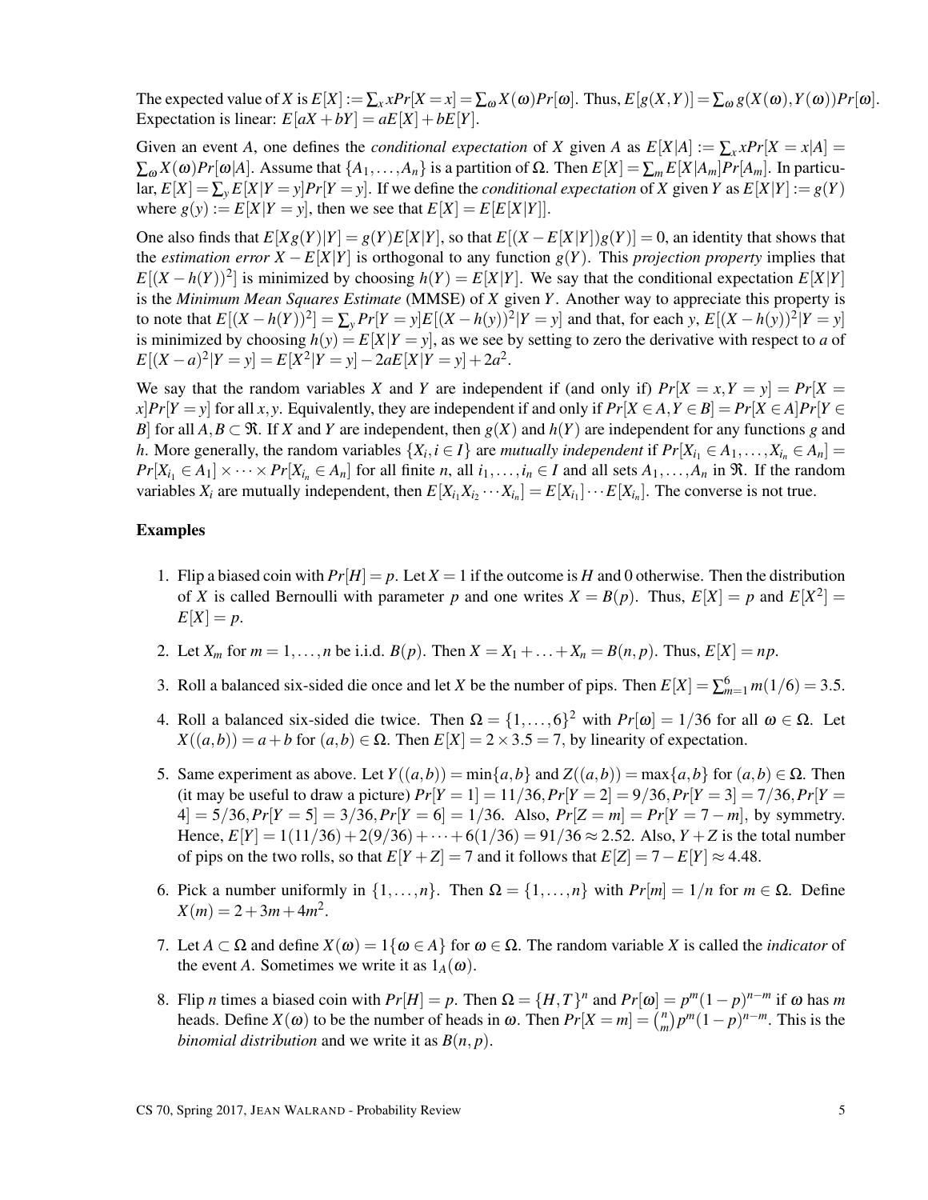The expected value of $X$ is $E[X] := \sum_x xPr[X = x] = \sum_\omega X(\omega)Pr[\omega]$. Thus, $E[g(X,Y)] = \sum_\omega g(X(\omega),Y(\omega))Pr[\omega]$. Expectation is linear: $E[aX + bY] = aE[X] + bE[Y]$.

Given an event $A$, one defines the *conditional expectation* of $X$ given $A$ as $E[X|A] := \sum_x xPr[X = x|A] = \sum_\omega X(\omega)Pr[\omega|A]$. Assume that $\{A_1,\ldots,A_n\}$ is a partition of $\Omega$. Then $E[X] = \sum_m E[X|A_m]Pr[A_m]$. In particular, $E[X] = \sum_y E[X|Y = y]Pr[Y = y]$. If we define the *conditional expectation* of $X$ given $Y$ as $E[X|Y] := g(Y)$ where $g(y) := E[X|Y = y]$, then we see that $E[X] = E[E[X|Y]]$.

One also finds that $E[Xg(Y)|Y] = g(Y)E[X|Y]$, so that $E[(X - E[X|Y])g(Y)] = 0$, an identity that shows that the *estimation error* $X - E[X|Y]$ is orthogonal to any function $g(Y)$. This *projection property* implies that $E[(X - h(Y))^2]$ is minimized by choosing $h(Y) = E[X|Y]$. We say that the conditional expectation $E[X|Y]$ is the *Minimum Mean Squares Estimate* (MMSE) of $X$ given $Y$. Another way to appreciate this property is to note that $E[(X - h(Y))^2] = \sum_y Pr[Y = y]E[(X - h(y))^2|Y = y]$ and that, for each $y$, $E[(X - h(y))^2|Y = y]$ is minimized by choosing $h(y) = E[X|Y = y]$, as we see by setting to zero the derivative with respect to $a$ of $E[(X - a)^2|Y = y] = E[X^2|Y = y] - 2aE[X|Y = y] + 2a^2$.

We say that the random variables $X$ and $Y$ are independent if (and only if) $Pr[X = x, Y = y] = Pr[X = x]Pr[Y = y]$ for all $x, y$. Equivalently, they are independent if and only if $Pr[X \in A, Y \in B] = Pr[X \in A]Pr[Y \in B]$ for all $A, B \subset \Re$. If $X$ and $Y$ are independent, then $g(X)$ and $h(Y)$ are independent for any functions $g$ and $h$. More generally, the random variables $\{X_i, i \in I\}$ are *mutually independent* if $Pr[X_{i_1} \in A_1,\ldots,X_{i_n} \in A_n] = Pr[X_{i_1} \in A_1] \times \cdots \times Pr[X_{i_n} \in A_n]$ for all finite $n$, all $i_1,\ldots,i_n \in I$ and all sets $A_1,\ldots,A_n$ in $\Re$. If the random variables $X_i$ are mutually independent, then $E[X_{i_1}X_{i_2}\cdots X_{i_n}] = E[X_{i_1}]\cdots E[X_{i_n}]$. The converse is not true.

### Examples

1. Flip a biased coin with $Pr[H] = p$. Let $X = 1$ if the outcome is $H$ and 0 otherwise. Then the distribution of $X$ is called Bernoulli with parameter $p$ and one writes $X = B(p)$. Thus, $E[X] = p$ and $E[X^2] = E[X] = p$.

2. Let $X_m$ for $m = 1,\ldots,n$ be i.i.d. $B(p)$. Then $X = X_1 + \ldots + X_n = B(n,p)$. Thus, $E[X] = np$.

3. Roll a balanced six-sided die once and let $X$ be the number of pips. Then $E[X] = \sum_{m=1}^{6} m(1/6) = 3.5$.

4. Roll a balanced six-sided die twice. Then $\Omega = \{1,\ldots,6\}^2$ with $Pr[\omega] = 1/36$ for all $\omega \in \Omega$. Let $X((a,b)) = a + b$ for $(a,b) \in \Omega$. Then $E[X] = 2 \times 3.5 = 7$, by linearity of expectation.

5. Same experiment as above. Let $Y((a,b)) = \min\{a,b\}$ and $Z((a,b)) = \max\{a,b\}$ for $(a,b) \in \Omega$. Then (it may be useful to draw a picture) $Pr[Y = 1] = 11/36, Pr[Y = 2] = 9/36, Pr[Y = 3] = 7/36, Pr[Y = 4] = 5/36, Pr[Y = 5] = 3/36, Pr[Y = 6] = 1/36$. Also, $Pr[Z = m] = Pr[Y = 7 - m]$, by symmetry. Hence, $E[Y] = 1(11/36) + 2(9/36) + \cdots + 6(1/36) = 91/36 \approx 2.52$. Also, $Y + Z$ is the total number of pips on the two rolls, so that $E[Y + Z] = 7$ and it follows that $E[Z] = 7 - E[Y] \approx 4.48$.

6. Pick a number uniformly in $\{1,\ldots,n\}$. Then $\Omega = \{1,\ldots,n\}$ with $Pr[m] = 1/n$ for $m \in \Omega$. Define $X(m) = 2 + 3m + 4m^2$.

7. Let $A \subset \Omega$ and define $X(\omega) = 1\{\omega \in A\}$ for $\omega \in \Omega$. The random variable $X$ is called the *indicator* of the event $A$. Sometimes we write it as $1_A(\omega)$.

8. Flip $n$ times a biased coin with $Pr[H] = p$. Then $\Omega = \{H,T\}^n$ and $Pr[\omega] = p^m(1-p)^{n-m}$ if $\omega$ has $m$ heads. Define $X(\omega)$ to be the number of heads in $\omega$. Then $Pr[X = m] = \binom{n}{m}p^m(1-p)^{n-m}$. This is the *binomial distribution* and we write it as $B(n,p)$.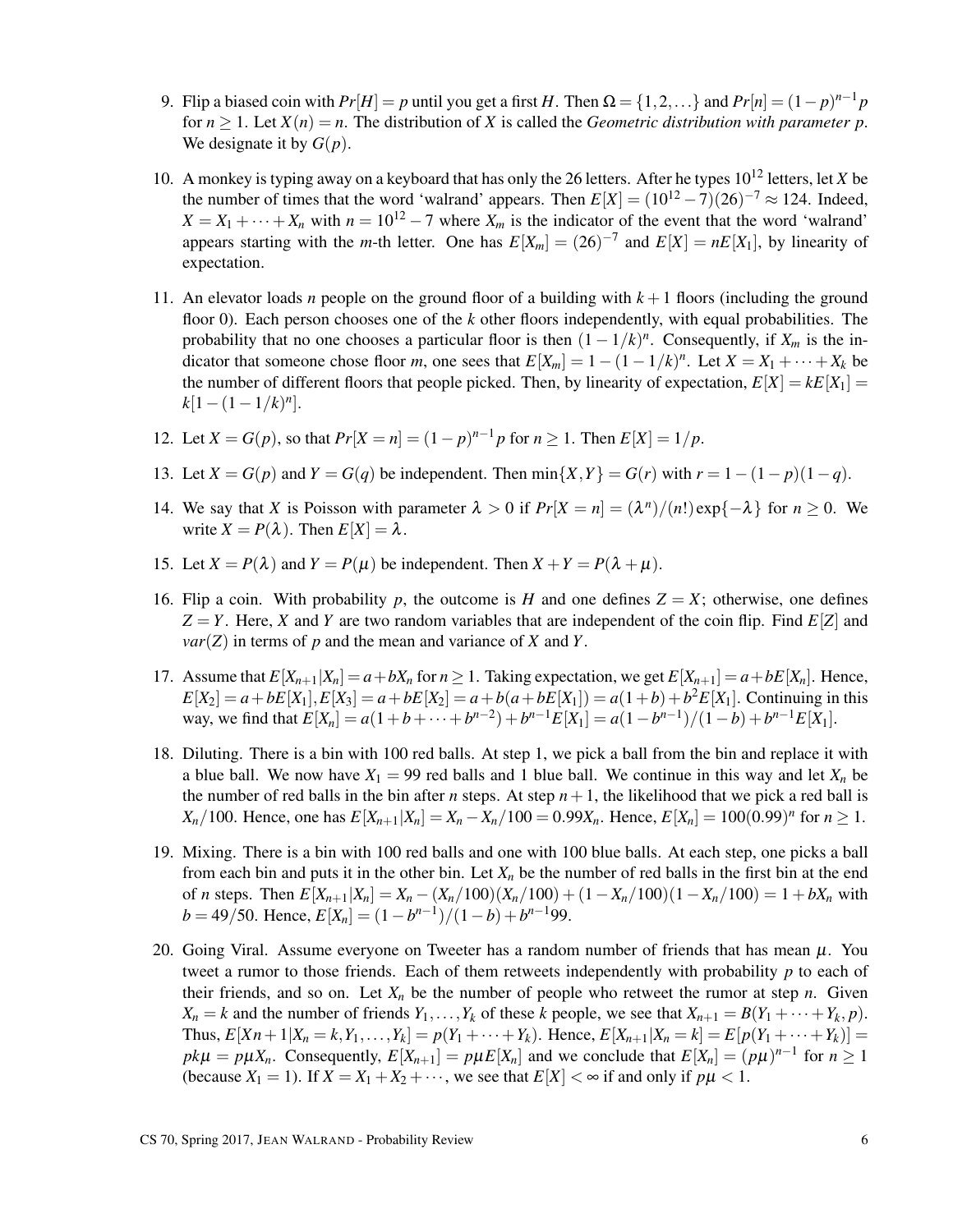9. Flip a biased coin with $Pr[H] = p$ until you get a first $H$. Then $\Omega = \{1, 2, \ldots\}$ and $Pr[n] = (1-p)^{n-1}p$ for $n \geq 1$. Let $X(n) = n$. The distribution of $X$ is called the *Geometric distribution with parameter p*. We designate it by $G(p)$.

10. A monkey is typing away on a keyboard that has only the 26 letters. After he types $10^{12}$ letters, let $X$ be the number of times that the word 'walrand' appears. Then $E[X] = (10^{12} - 7)(26)^{-7} \approx 124$. Indeed, $X = X_1 + \cdots + X_n$ with $n = 10^{12} - 7$ where $X_m$ is the indicator of the event that the word 'walrand' appears starting with the $m$-th letter. One has $E[X_m] = (26)^{-7}$ and $E[X] = nE[X_1]$, by linearity of expectation.

11. An elevator loads $n$ people on the ground floor of a building with $k+1$ floors (including the ground floor 0). Each person chooses one of the $k$ other floors independently, with equal probabilities. The probability that no one chooses a particular floor is then $(1 - 1/k)^n$. Consequently, if $X_m$ is the indicator that someone chose floor $m$, one sees that $E[X_m] = 1 - (1 - 1/k)^n$. Let $X = X_1 + \cdots + X_k$ be the number of different floors that people picked. Then, by linearity of expectation, $E[X] = kE[X_1] = k[1 - (1 - 1/k)^n]$.

12. Let $X = G(p)$, so that $Pr[X = n] = (1-p)^{n-1}p$ for $n \geq 1$. Then $E[X] = 1/p$.

13. Let $X = G(p)$ and $Y = G(q)$ be independent. Then $\min\{X, Y\} = G(r)$ with $r = 1 - (1-p)(1-q)$.

14. We say that $X$ is Poisson with parameter $\lambda > 0$ if $Pr[X = n] = (\lambda^n)/(n!)\exp\{-\lambda\}$ for $n \geq 0$. We write $X = P(\lambda)$. Then $E[X] = \lambda$.

15. Let $X = P(\lambda)$ and $Y = P(\mu)$ be independent. Then $X + Y = P(\lambda + \mu)$.

16. Flip a coin. With probability $p$, the outcome is $H$ and one defines $Z = X$; otherwise, one defines $Z = Y$. Here, $X$ and $Y$ are two random variables that are independent of the coin flip. Find $E[Z]$ and $var(Z)$ in terms of $p$ and the mean and variance of $X$ and $Y$.

17. Assume that $E[X_{n+1}|X_n] = a + bX_n$ for $n \geq 1$. Taking expectation, we get $E[X_{n+1}] = a + bE[X_n]$. Hence, $E[X_2] = a + bE[X_1], E[X_3] = a + bE[X_2] = a + b(a + bE[X_1]) = a(1+b) + b^2E[X_1]$. Continuing in this way, we find that $E[X_n] = a(1 + b + \cdots + b^{n-2}) + b^{n-1}E[X_1] = a(1 - b^{n-1})/(1-b) + b^{n-1}E[X_1]$.

18. Diluting. There is a bin with 100 red balls. At step 1, we pick a ball from the bin and replace it with a blue ball. We now have $X_1 = 99$ red balls and 1 blue ball. We continue in this way and let $X_n$ be the number of red balls in the bin after $n$ steps. At step $n+1$, the likelihood that we pick a red ball is $X_n/100$. Hence, one has $E[X_{n+1}|X_n] = X_n - X_n/100 = 0.99X_n$. Hence, $E[X_n] = 100(0.99)^n$ for $n \geq 1$.

19. Mixing. There is a bin with 100 red balls and one with 100 blue balls. At each step, one picks a ball from each bin and puts it in the other bin. Let $X_n$ be the number of red balls in the first bin at the end of $n$ steps. Then $E[X_{n+1}|X_n] = X_n - (X_n/100)(X_n/100) + (1 - X_n/100)(1 - X_n/100) = 1 + bX_n$ with $b = 49/50$. Hence, $E[X_n] = (1 - b^{n-1})/(1-b) + b^{n-1}99$.

20. Going Viral. Assume everyone on Tweeter has a random number of friends that has mean $\mu$. You tweet a rumor to those friends. Each of them retweets independently with probability $p$ to each of their friends, and so on. Let $X_n$ be the number of people who retweet the rumor at step $n$. Given $X_n = k$ and the number of friends $Y_1, \ldots, Y_k$ of these $k$ people, we see that $X_{n+1} = B(Y_1 + \cdots + Y_k, p)$. Thus, $E[Xn+1|X_n = k, Y_1, \ldots, Y_k] = p(Y_1 + \cdots + Y_k)$. Hence, $E[X_{n+1}|X_n = k] = E[p(Y_1 + \cdots + Y_k)] = pk\mu = p\mu X_n$. Consequently, $E[X_{n+1}] = p\mu E[X_n]$ and we conclude that $E[X_n] = (p\mu)^{n-1}$ for $n \geq 1$ (because $X_1 = 1$). If $X = X_1 + X_2 + \cdots$, we see that $E[X] < \infty$ if and only if $p\mu < 1$.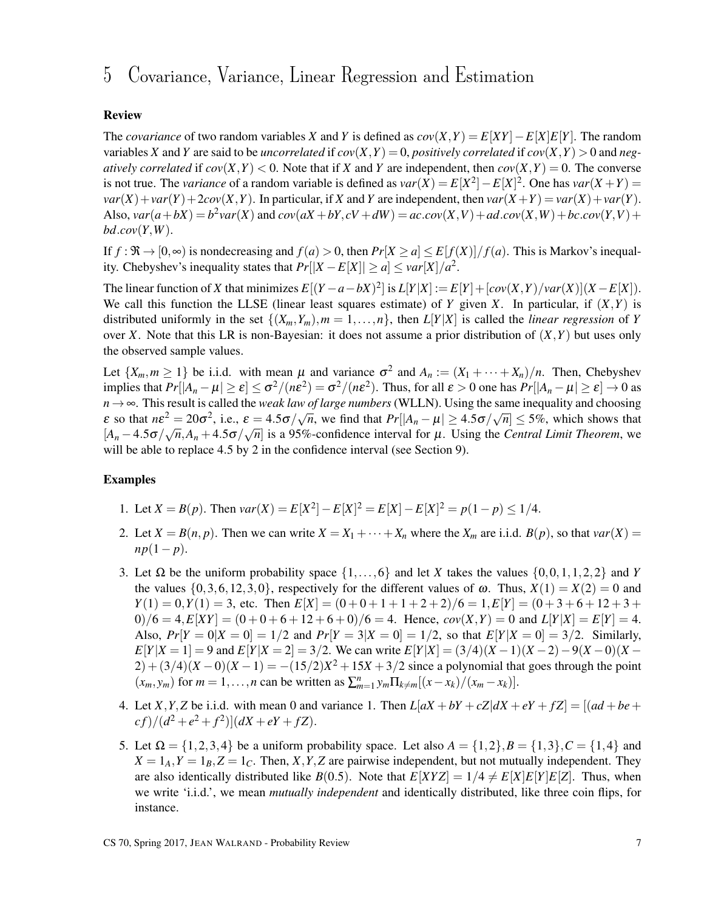# 5 Covariance, Variance, Linear Regression and Estimation

### Review

The *covariance* of two random variables $X$ and $Y$ is defined as $cov(X,Y) = E[XY] - E[X]E[Y]$. The random variables $X$ and $Y$ are said to be *uncorrelated* if $cov(X,Y) = 0$, *positively correlated* if $cov(X,Y) > 0$ and *negatively correlated* if $cov(X,Y) < 0$. Note that if $X$ and $Y$ are independent, then $cov(X,Y) = 0$. The converse is not true. The *variance* of a random variable is defined as $var(X) = E[X^2] - E[X]^2$. One has $var(X+Y) = var(X) + var(Y) + 2cov(X,Y)$. In particular, if $X$ and $Y$ are independent, then $var(X+Y) = var(X) + var(Y)$. Also, $var(a+bX) = b^2 var(X)$ and $cov(aX+bY, cV+dW) = ac.cov(X,V) + ad.cov(X,W) + bc.cov(Y,V) + bd.cov(Y,W)$.

If $f : \Re \to [0,\infty)$ is nondecreasing and $f(a) > 0$, then $Pr[X \geq a] \leq E[f(X)]/f(a)$. This is Markov's inequality. Chebyshev's inequality states that $Pr[|X - E[X]| \geq a] \leq var[X]/a^2$.

The linear function of $X$ that minimizes $E[(Y - a - bX)^2]$ is $L[Y|X] := E[Y] + [cov(X,Y)/var(X)](X - E[X])$. We call this function the LLSE (linear least squares estimate) of $Y$ given $X$. In particular, if $(X,Y)$ is distributed uniformly in the set $\{(X_m, Y_m), m = 1, \ldots, n\}$, then $L[Y|X]$ is called the *linear regression* of $Y$ over $X$. Note that this LR is non-Bayesian: it does not assume a prior distribution of $(X,Y)$ but uses only the observed sample values.

Let $\{X_m, m \geq 1\}$ be i.i.d. with mean $\mu$ and variance $\sigma^2$ and $A_n := (X_1 + \cdots + X_n)/n$. Then, Chebyshev implies that $Pr[|A_n - \mu| \geq \varepsilon] \leq \sigma^2/(n\varepsilon^2) = \sigma^2/(n\varepsilon^2)$. Thus, for all $\varepsilon > 0$ one has $Pr[|A_n - \mu| \geq \varepsilon] \to 0$ as $n \to \infty$. This result is called the *weak law of large numbers* (WLLN). Using the same inequality and choosing $\varepsilon$ so that $n\varepsilon^2 = 20\sigma^2$, i.e., $\varepsilon = 4.5\sigma/\sqrt{n}$, we find that $Pr[|A_n - \mu| \geq 4.5\sigma/\sqrt{n}] \leq 5\%$, which shows that $[A_n - 4.5\sigma/\sqrt{n}, A_n + 4.5\sigma/\sqrt{n}]$ is a 95%-confidence interval for $\mu$. Using the *Central Limit Theorem*, we will be able to replace 4.5 by 2 in the confidence interval (see Section 9).

### Examples

1. Let $X = B(p)$. Then $var(X) = E[X^2] - E[X]^2 = E[X] - E[X]^2 = p(1-p) \leq 1/4$.

2. Let $X = B(n,p)$. Then we can write $X = X_1 + \cdots + X_n$ where the $X_m$ are i.i.d. $B(p)$, so that $var(X) = np(1-p)$.

3. Let $\Omega$ be the uniform probability space $\{1, \ldots, 6\}$ and let $X$ takes the values $\{0,0,1,1,2,2\}$ and $Y$ the values $\{0,3,6,12,3,0\}$, respectively for the different values of $\omega$. Thus, $X(1) = X(2) = 0$ and $Y(1) = 0, Y(1) = 3$, etc. Then $E[X] = (0+0+1+1+2+2)/6 = 1, E[Y] = (0+3+6+12+3+0)/6 = 4, E[XY] = (0+0+6+12+6+0)/6 = 4$. Hence, $cov(X,Y) = 0$ and $L[Y|X] = E[Y] = 4$. Also, $Pr[Y = 0|X = 0] = 1/2$ and $Pr[Y = 3|X = 0] = 1/2$, so that $E[Y|X = 0] = 3/2$. Similarly, $E[Y|X = 1] = 9$ and $E[Y|X = 2] = 3/2$. We can write $E[Y|X] = (3/4)(X-1)(X-2) - 9(X-0)(X-2) + (3/4)(X-0)(X-1) = -(15/2)X^2 + 15X + 3/2$ since a polynomial that goes through the point $(x_m, y_m)$ for $m = 1, \ldots, n$ can be written as $\sum_{m=1}^{n} y_m \Pi_{k \neq m}[(x - x_k)/(x_m - x_k)]$.

4. Let $X, Y, Z$ be i.i.d. with mean 0 and variance 1. Then $L[aX + bY + cZ | dX + eY + fZ] = [(ad + be + cf)/(d^2 + e^2 + f^2)](dX + eY + fZ)$.

5. Let $\Omega = \{1,2,3,4\}$ be a uniform probability space. Let also $A = \{1,2\}, B = \{1,3\}, C = \{1,4\}$ and $X = 1_A, Y = 1_B, Z = 1_C$. Then, $X, Y, Z$ are pairwise independent, but not mutually independent. They are also identically distributed like $B(0.5)$. Note that $E[XYZ] = 1/4 \neq E[X]E[Y]E[Z]$. Thus, when we write 'i.i.d.', we mean *mutually independent* and identically distributed, like three coin flips, for instance.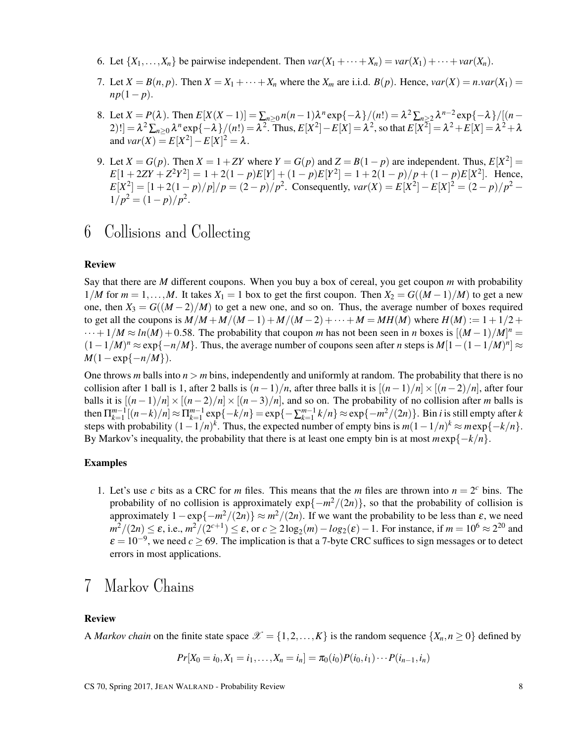6. Let $\{X_1, \dots, X_n\}$ be pairwise independent. Then $var(X_1 + \cdots + X_n) = var(X_1) + \cdots + var(X_n)$.

7. Let $X = B(n, p)$. Then $X = X_1 + \cdots + X_n$ where the $X_m$ are i.i.d. $B(p)$. Hence, $var(X) = n.var(X_1) = np(1-p)$.

8. Let $X = P(\lambda)$. Then $E[X(X-1)] = \sum_{n \geq 0} n(n-1)\lambda^n \exp\{-\lambda\}/(n!) = \lambda^2 \sum_{n \geq 2} \lambda^{n-2} \exp\{-\lambda\}/[(n-2)!] = \lambda^2 \sum_{n \geq 0} \lambda^n \exp\{-\lambda\}/(n!) = \lambda^2$. Thus, $E[X^2] - E[X] = \lambda^2$, so that $E[X^2] = \lambda^2 + E[X] = \lambda^2 + \lambda$ and $var(X) = E[X^2] - E[X]^2 = \lambda$.

9. Let $X = G(p)$. Then $X = 1 + ZY$ where $Y = G(p)$ and $Z = B(1-p)$ are independent. Thus, $E[X^2] = E[1 + 2ZY + Z^2Y^2] = 1 + 2(1-p)E[Y] + (1-p)E[Y^2] = 1 + 2(1-p)/p + (1-p)E[X^2]$. Hence, $E[X^2] = [1 + 2(1-p)/p]/p = (2-p)/p^2$. Consequently, $var(X) = E[X^2] - E[X]^2 = (2-p)/p^2 - 1/p^2 = (1-p)/p^2$.

# 6 Collisions and Collecting

### Review

Say that there are $M$ different coupons. When you buy a box of cereal, you get coupon $m$ with probability $1/M$ for $m = 1, \dots, M$. It takes $X_1 = 1$ box to get the first coupon. Then $X_2 = G((M-1)/M)$ to get a new one, then $X_3 = G((M-2)/M)$ to get a new one, and so on. Thus, the average number of boxes required to get all the coupons is $M/M + M/(M-1) + M/(M-2) + \cdots + M = MH(M)$ where $H(M) := 1 + 1/2 + \cdots + 1/M \approx ln(M) + 0.58$. The probability that coupon $m$ has not been seen in $n$ boxes is $[(M-1)/M]^n = (1 - 1/M)^n \approx \exp\{-n/M\}$. Thus, the average number of coupons seen after $n$ steps is $M[1 - (1 - 1/M)^n] \approx M(1 - \exp\{-n/M\})$.

One throws $m$ balls into $n > m$ bins, independently and uniformly at random. The probability that there is no collision after 1 ball is 1, after 2 balls is $(n-1)/n$, after three balls it is $[(n-1)/n] \times [(n-2)/n]$, after four balls it is $[(n-1)/n] \times [(n-2)/n] \times [(n-3)/n]$, and so on. The probability of no collision after $m$ balls is then $\Pi_{k=1}^{m-1}[(n-k)/n] \approx \Pi_{k=1}^{m-1} \exp\{-k/n\} = \exp\{-\sum_{k=1}^{m-1} k/n\} \approx \exp\{-m^2/(2n)\}$. Bin $i$ is still empty after $k$ steps with probability $(1 - 1/n)^k$. Thus, the expected number of empty bins is $m(1 - 1/n)^k \approx m \exp\{-k/n\}$. By Markov's inequality, the probability that there is at least one empty bin is at most $m \exp\{-k/n\}$.

### Examples

1. Let's use $c$ bits as a CRC for $m$ files. This means that the $m$ files are thrown into $n = 2^c$ bins. The probability of no collision is approximately $\exp\{-m^2/(2n)\}$, so that the probability of collision is approximately $1 - \exp\{-m^2/(2n)\} \approx m^2/(2n)$. If we want the probability to be less than $\varepsilon$, we need $m^2/(2n) \leq \varepsilon$, i.e., $m^2/(2^{c+1}) \leq \varepsilon$, or $c \geq 2\log_2(m) - log_2(\varepsilon) - 1$. For instance, if $m = 10^6 \approx 2^{20}$ and $\varepsilon = 10^{-9}$, we need $c \geq 69$. The implication is that a 7-byte CRC suffices to sign messages or to detect errors in most applications.

# 7 Markov Chains

### Review

A *Markov chain* on the finite state space $\mathscr{X} = \{1, 2, \dots, K\}$ is the random sequence $\{X_n, n \geq 0\}$ defined by

$$Pr[X_0 = i_0, X_1 = i_1, \dots, X_n = i_n] = \pi_0(i_0)P(i_0, i_1) \cdots P(i_{n-1}, i_n)$$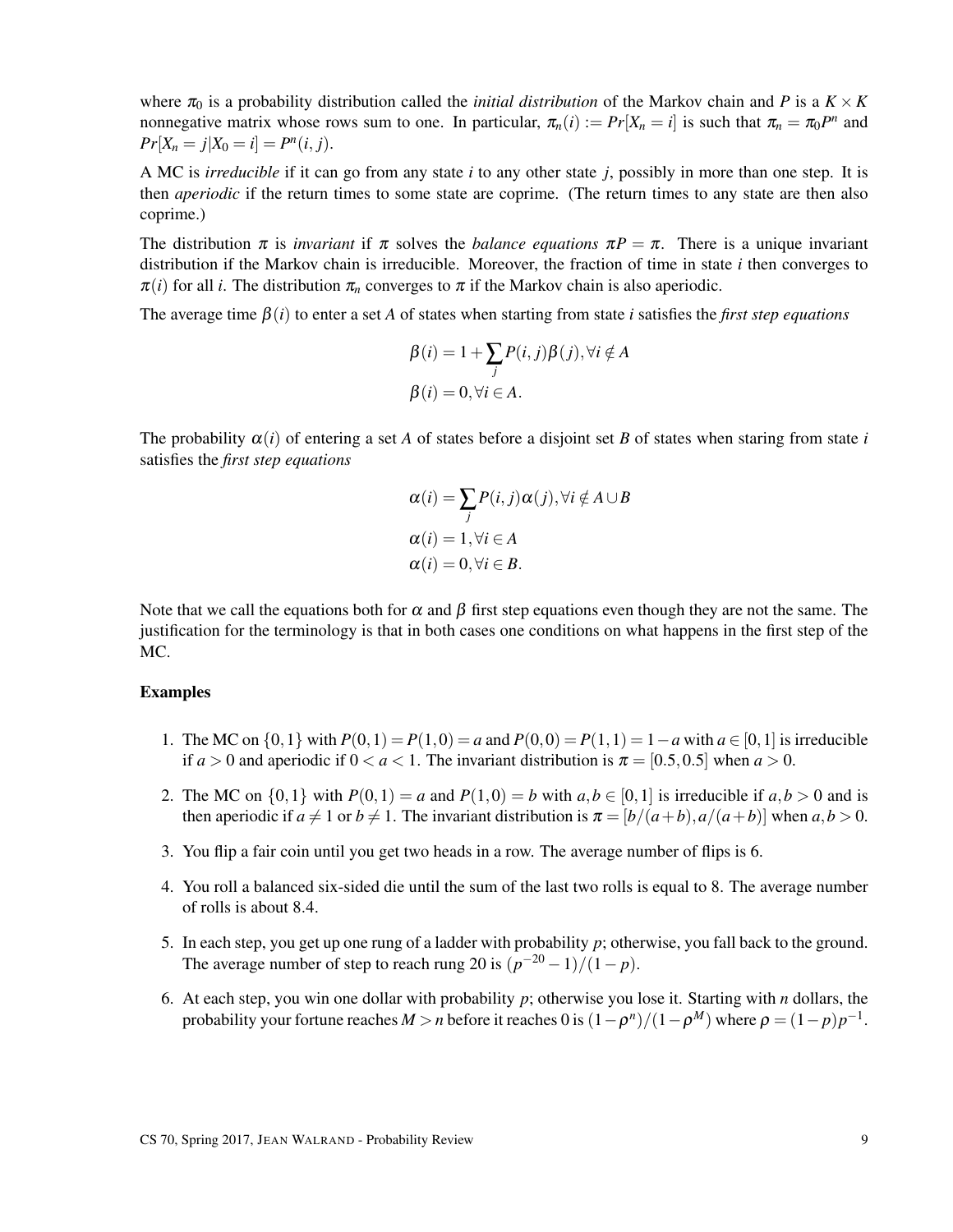where $\pi_0$ is a probability distribution called the *initial distribution* of the Markov chain and $P$ is a $K \times K$ nonnegative matrix whose rows sum to one. In particular, $\pi_n(i) := Pr[X_n = i]$ is such that $\pi_n = \pi_0 P^n$ and $Pr[X_n = j | X_0 = i] = P^n(i, j)$.

A MC is *irreducible* if it can go from any state $i$ to any other state $j$, possibly in more than one step. It is then *aperiodic* if the return times to some state are coprime. (The return times to any state are then also coprime.)

The distribution $\pi$ is *invariant* if $\pi$ solves the *balance equations* $\pi P = \pi$. There is a unique invariant distribution if the Markov chain is irreducible. Moreover, the fraction of time in state $i$ then converges to $\pi(i)$ for all $i$. The distribution $\pi_n$ converges to $\pi$ if the Markov chain is also aperiodic.

The average time $\beta(i)$ to enter a set $A$ of states when starting from state $i$ satisfies the *first step equations*

$$\beta(i) = 1 + \sum_j P(i, j)\beta(j), \forall i \notin A$$
$$\beta(i) = 0, \forall i \in A.$$

The probability $\alpha(i)$ of entering a set $A$ of states before a disjoint set $B$ of states when staring from state $i$ satisfies the *first step equations*

$$\alpha(i) = \sum_j P(i, j)\alpha(j), \forall i \notin A \cup B$$
$$\alpha(i) = 1, \forall i \in A$$
$$\alpha(i) = 0, \forall i \in B.$$

Note that we call the equations both for $\alpha$ and $\beta$ first step equations even though they are not the same. The justification for the terminology is that in both cases one conditions on what happens in the first step of the MC.

**Examples**

1. The MC on $\{0, 1\}$ with $P(0, 1) = P(1, 0) = a$ and $P(0, 0) = P(1, 1) = 1 - a$ with $a \in [0, 1]$ is irreducible if $a > 0$ and aperiodic if $0 < a < 1$. The invariant distribution is $\pi = [0.5, 0.5]$ when $a > 0$.
2. The MC on $\{0, 1\}$ with $P(0, 1) = a$ and $P(1, 0) = b$ with $a, b \in [0, 1]$ is irreducible if $a, b > 0$ and is then aperiodic if $a \neq 1$ or $b \neq 1$. The invariant distribution is $\pi = [b/(a+b), a/(a+b)]$ when $a, b > 0$.
3. You flip a fair coin until you get two heads in a row. The average number of flips is 6.
4. You roll a balanced six-sided die until the sum of the last two rolls is equal to 8. The average number of rolls is about 8.4.
5. In each step, you get up one rung of a ladder with probability $p$; otherwise, you fall back to the ground. The average number of step to reach rung 20 is $(p^{-20} - 1)/(1 - p)$.
6. At each step, you win one dollar with probability $p$; otherwise you lose it. Starting with $n$ dollars, the probability your fortune reaches $M > n$ before it reaches 0 is $(1 - \rho^n)/(1 - \rho^M)$ where $\rho = (1 - p)p^{-1}$.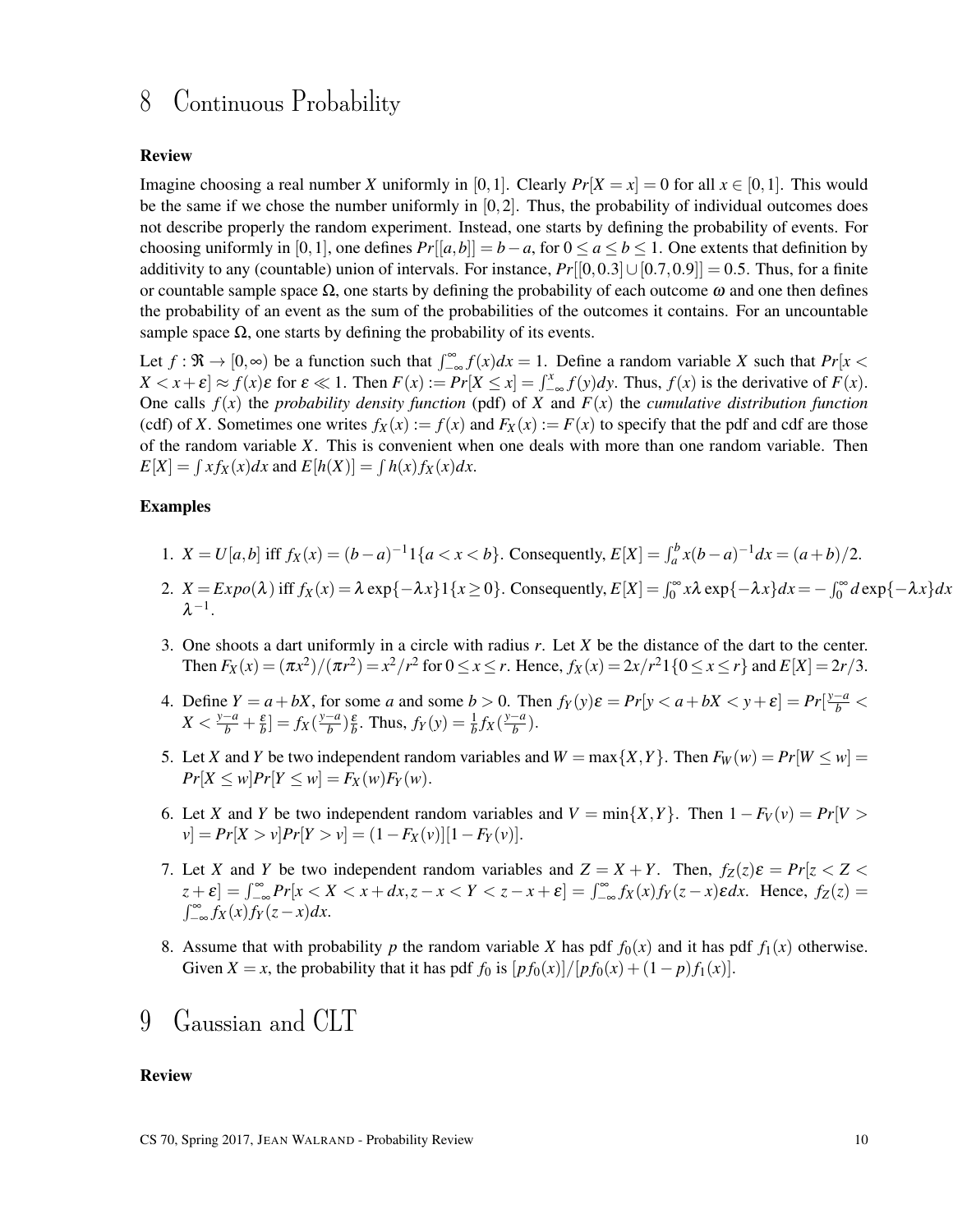# 8 Continuous Probability

### Review

Imagine choosing a real number $X$ uniformly in $[0,1]$. Clearly $Pr[X = x] = 0$ for all $x \in [0,1]$. This would be the same if we chose the number uniformly in $[0,2]$. Thus, the probability of individual outcomes does not describe properly the random experiment. Instead, one starts by defining the probability of events. For choosing uniformly in $[0,1]$, one defines $Pr[[a,b]] = b - a$, for $0 \leq a \leq b \leq 1$. One extents that definition by additivity to any (countable) union of intervals. For instance, $Pr[[0,0.3] \cup [0.7,0.9]] = 0.5$. Thus, for a finite or countable sample space $\Omega$, one starts by defining the probability of each outcome $\omega$ and one then defines the probability of an event as the sum of the probabilities of the outcomes it contains. For an uncountable sample space $\Omega$, one starts by defining the probability of its events.

Let $f : \Re \to [0,\infty)$ be a function such that $\int_{-\infty}^{\infty} f(x)dx = 1$. Define a random variable $X$ such that $Pr[x < X < x + \varepsilon] \approx f(x)\varepsilon$ for $\varepsilon \ll 1$. Then $F(x) := Pr[X \leq x] = \int_{-\infty}^{x} f(y)dy$. Thus, $f(x)$ is the derivative of $F(x)$. One calls $f(x)$ the *probability density function* (pdf) of $X$ and $F(x)$ the *cumulative distribution function* (cdf) of $X$. Sometimes one writes $f_X(x) := f(x)$ and $F_X(x) := F(x)$ to specify that the pdf and cdf are those of the random variable $X$. This is convenient when one deals with more than one random variable. Then $E[X] = \int x f_X(x)dx$ and $E[h(X)] = \int h(x) f_X(x)dx$.

### Examples

1. $X = U[a,b]$ iff $f_X(x) = (b-a)^{-1}1\{a < x < b\}$. Consequently, $E[X] = \int_a^b x(b-a)^{-1}dx = (a+b)/2$.
2. $X = Expo(\lambda)$ iff $f_X(x) = \lambda \exp\{-\lambda x\}1\{x \geq 0\}$. Consequently, $E[X] = \int_0^{\infty} x\lambda \exp\{-\lambda x\}dx = -\int_0^{\infty} d\exp\{-\lambda x\}dx$ $\lambda^{-1}$.
3. One shoots a dart uniformly in a circle with radius $r$. Let $X$ be the distance of the dart to the center. Then $F_X(x) = (\pi x^2)/(\pi r^2) = x^2/r^2$ for $0 \leq x \leq r$. Hence, $f_X(x) = 2x/r^2 1\{0 \leq x \leq r\}$ and $E[X] = 2r/3$.
4. Define $Y = a + bX$, for some $a$ and some $b > 0$. Then $f_Y(y)\varepsilon = Pr[y < a + bX < y + \varepsilon] = Pr[\frac{y-a}{b} < X < \frac{y-a}{b} + \frac{\varepsilon}{b}] = f_X(\frac{y-a}{b})\frac{\varepsilon}{b}$. Thus, $f_Y(y) = \frac{1}{b} f_X(\frac{y-a}{b})$.
5. Let $X$ and $Y$ be two independent random variables and $W = \max\{X,Y\}$. Then $F_W(w) = Pr[W \leq w] = Pr[X \leq w]Pr[Y \leq w] = F_X(w)F_Y(w)$.
6. Let $X$ and $Y$ be two independent random variables and $V = \min\{X,Y\}$. Then $1 - F_V(v) = Pr[V > v] = Pr[X > v]Pr[Y > v] = (1 - F_X(v))[1 - F_Y(v)]$.
7. Let $X$ and $Y$ be two independent random variables and $Z = X + Y$. Then, $f_Z(z)\varepsilon = Pr[z < Z < z + \varepsilon] = \int_{-\infty}^{\infty} Pr[x < X < x + dx, z - x < Y < z - x + \varepsilon] = \int_{-\infty}^{\infty} f_X(x) f_Y(z-x)\varepsilon dx$. Hence, $f_Z(z) = \int_{-\infty}^{\infty} f_X(x) f_Y(z-x)dx$.
8. Assume that with probability $p$ the random variable $X$ has pdf $f_0(x)$ and it has pdf $f_1(x)$ otherwise. Given $X = x$, the probability that it has pdf $f_0$ is $[pf_0(x)]/[pf_0(x) + (1-p)f_1(x)]$.

# 9 Gaussian and CLT

### Review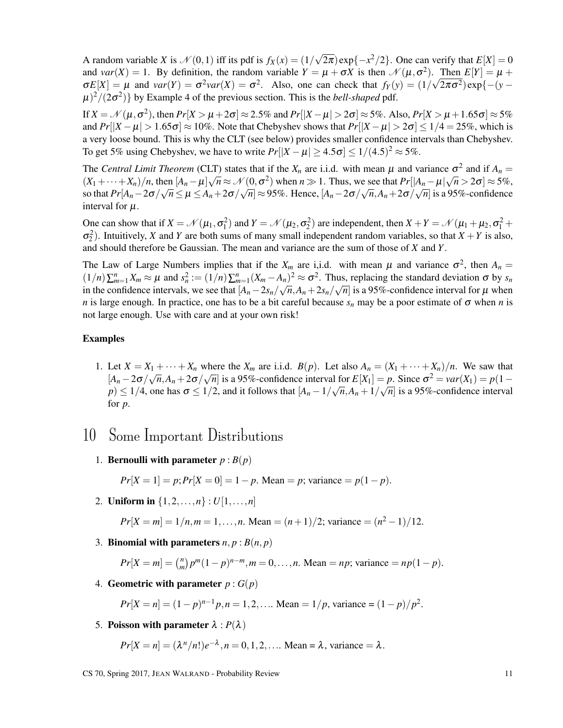A random variable $X$ is $\mathcal{N}(0,1)$ iff its pdf is $f_X(x) = (1/\sqrt{2\pi})\exp\{-x^2/2\}$. One can verify that $E[X] = 0$ and $var(X) = 1$. By definition, the random variable $Y = \mu + \sigma X$ is then $\mathcal{N}(\mu, \sigma^2)$. Then $E[Y] = \mu + \sigma E[X] = \mu$ and $var(Y) = \sigma^2 var(X) = \sigma^2$. Also, one can check that $f_Y(y) = (1/\sqrt{2\pi\sigma^2})\exp\{-(y-\mu)^2/(2\sigma^2)\}$ by Example 4 of the previous section. This is the *bell-shaped* pdf.

If $X = \mathcal{N}(\mu, \sigma^2)$, then $Pr[X > \mu + 2\sigma] \approx 2.5\%$ and $Pr[|X - \mu| > 2\sigma] \approx 5\%$. Also, $Pr[X > \mu + 1.65\sigma] \approx 5\%$ and $Pr[|X - \mu| > 1.65\sigma] \approx 10\%$. Note that Chebyshev shows that $Pr[|X - \mu| > 2\sigma] \leq 1/4 = 25\%$, which is a very loose bound. This is why the CLT (see below) provides smaller confidence intervals than Chebyshev. To get 5% using Chebyshev, we have to write $Pr[|X - \mu| \geq 4.5\sigma] \leq 1/(4.5)^2 \approx 5\%$.

The *Central Limit Theorem* (CLT) states that if the $X_n$ are i.i.d. with mean $\mu$ and variance $\sigma^2$ and if $A_n = (X_1 + \cdots + X_n)/n$, then $[A_n - \mu]\sqrt{n} \approx \mathcal{N}(0, \sigma^2)$ when $n \gg 1$. Thus, we see that $Pr[|A_n - \mu|\sqrt{n} > 2\sigma] \approx 5\%$, so that $Pr[A_n - 2\sigma/\sqrt{n} \leq \mu \leq A_n + 2\sigma/\sqrt{n}] \approx 95\%$. Hence, $[A_n - 2\sigma/\sqrt{n}, A_n + 2\sigma/\sqrt{n}]$ is a 95%-confidence interval for $\mu$.

One can show that if $X = \mathcal{N}(\mu_1, \sigma_1^2)$ and $Y = \mathcal{N}(\mu_2, \sigma_2^2)$ are independent, then $X + Y = \mathcal{N}(\mu_1 + \mu_2, \sigma_1^2 + \sigma_2^2)$. Intuitively, $X$ and $Y$ are both sums of many small independent random variables, so that $X + Y$ is also, and should therefore be Gaussian. The mean and variance are the sum of those of $X$ and $Y$.

The Law of Large Numbers implies that if the $X_m$ are i,i.d. with mean $\mu$ and variance $\sigma^2$, then $A_n = (1/n)\sum_{m=1}^{n} X_m \approx \mu$ and $s_n^2 := (1/n)\sum_{m=1}^{n}(X_m - A_n)^2 \approx \sigma^2$. Thus, replacing the standard deviation $\sigma$ by $s_n$ in the confidence intervals, we see that $[A_n - 2s_n/\sqrt{n}, A_n + 2s_n/\sqrt{n}]$ is a 95%-confidence interval for $\mu$ when $n$ is large enough. In practice, one has to be a bit careful because $s_n$ may be a poor estimate of $\sigma$ when $n$ is not large enough. Use with care and at your own risk!

### Examples

1. Let $X = X_1 + \cdots + X_n$ where the $X_m$ are i.i.d. $B(p)$. Let also $A_n = (X_1 + \cdots + X_n)/n$. We saw that $[A_n - 2\sigma/\sqrt{n}, A_n + 2\sigma/\sqrt{n}]$ is a 95%-confidence interval for $E[X_1] = p$. Since $\sigma^2 = var(X_1) = p(1-p) \leq 1/4$, one has $\sigma \leq 1/2$, and it follows that $[A_n - 1/\sqrt{n}, A_n + 1/\sqrt{n}]$ is a 95%-confidence interval for $p$.

# 10 Some Important Distributions

1. **Bernoulli with parameter** $p : B(p)$

   $Pr[X = 1] = p; Pr[X = 0] = 1 - p$. Mean $= p$; variance $= p(1-p)$.

2. **Uniform in** $\{1, 2, \ldots, n\} : U[1, \ldots, n]$

   $Pr[X = m] = 1/n, m = 1, \ldots, n$. Mean $= (n+1)/2$; variance $= (n^2 - 1)/12$.

3. **Binomial with parameters** $n, p : B(n, p)$

   $Pr[X = m] = \binom{n}{m} p^m (1-p)^{n-m}, m = 0, \ldots, n$. Mean $= np$; variance $= np(1-p)$.

4. **Geometric with parameter** $p : G(p)$

   $Pr[X = n] = (1-p)^{n-1} p, n = 1, 2, \ldots$. Mean $= 1/p$, variance = $(1-p)/p^2$.

5. **Poisson with parameter** $\lambda : P(\lambda)$

   $Pr[X = n] = (\lambda^n/n!)e^{-\lambda}, n = 0, 1, 2, \ldots$. Mean = $\lambda$, variance $= \lambda$.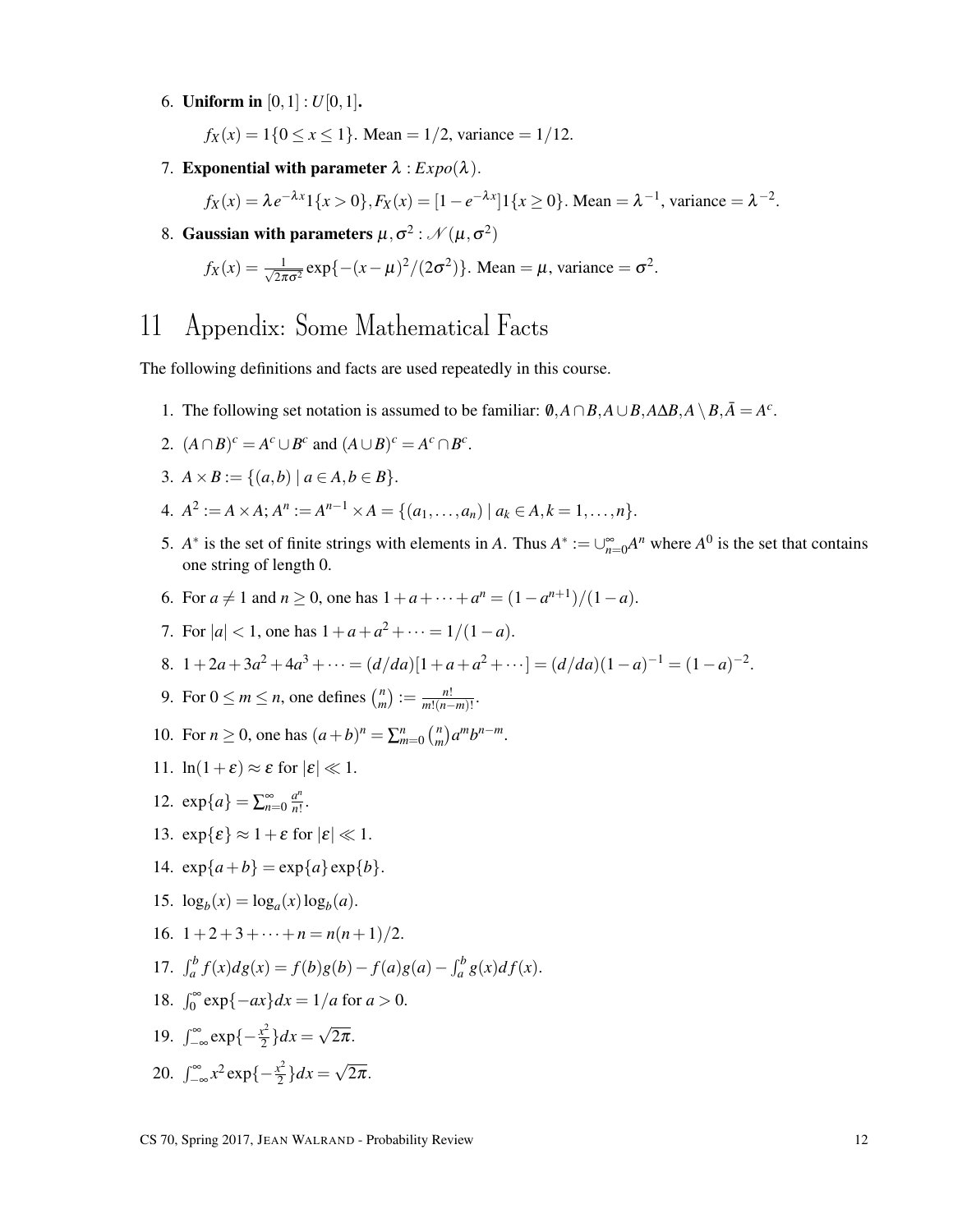6. **Uniform in $[0,1]: U[0,1]$.**

   $f_X(x) = 1\{0 \le x \le 1\}$. Mean $= 1/2$, variance $= 1/12$.

7. **Exponential with parameter $\lambda: Expo(\lambda)$.**

   $f_X(x) = \lambda e^{-\lambda x} 1\{x > 0\}, F_X(x) = [1 - e^{-\lambda x}]1\{x \ge 0\}$. Mean $= \lambda^{-1}$, variance $= \lambda^{-2}$.

8. **Gaussian with parameters $\mu, \sigma^2 : \mathcal{N}(\mu, \sigma^2)$**

   $f_X(x) = \frac{1}{\sqrt{2\pi\sigma^2}} \exp\{-(x-\mu)^2/(2\sigma^2)\}$. Mean $= \mu$, variance $= \sigma^2$.

# 11 Appendix: Some Mathematical Facts

The following definitions and facts are used repeatedly in this course.

1. The following set notation is assumed to be familiar: $\emptyset, A \cap B, A \cup B, A \Delta B, A \setminus B, \bar{A} = A^c$.
2. $(A \cap B)^c = A^c \cup B^c$ and $(A \cup B)^c = A^c \cap B^c$.
3. $A \times B := \{(a,b) \mid a \in A, b \in B\}$.
4. $A^2 := A \times A; A^n := A^{n-1} \times A = \{(a_1, \ldots, a_n) \mid a_k \in A, k = 1, \ldots, n\}$.
5. $A^*$ is the set of finite strings with elements in $A$. Thus $A^* := \cup_{n=0}^{\infty} A^n$ where $A^0$ is the set that contains one string of length 0.
6. For $a \neq 1$ and $n \ge 0$, one has $1 + a + \cdots + a^n = (1 - a^{n+1})/(1-a)$.
7. For $|a| < 1$, one has $1 + a + a^2 + \cdots = 1/(1-a)$.
8. $1 + 2a + 3a^2 + 4a^3 + \cdots = (d/da)[1 + a + a^2 + \cdots] = (d/da)(1-a)^{-1} = (1-a)^{-2}$.
9. For $0 \le m \le n$, one defines $\binom{n}{m} := \frac{n!}{m!(n-m)!}$.
10. For $n \ge 0$, one has $(a+b)^n = \sum_{m=0}^{n} \binom{n}{m} a^m b^{n-m}$.
11. $\ln(1+\varepsilon) \approx \varepsilon$ for $|\varepsilon| \ll 1$.
12. $\exp\{a\} = \sum_{n=0}^{\infty} \frac{a^n}{n!}$.
13. $\exp\{\varepsilon\} \approx 1 + \varepsilon$ for $|\varepsilon| \ll 1$.
14. $\exp\{a+b\} = \exp\{a\}\exp\{b\}$.
15. $\log_b(x) = \log_a(x)\log_b(a)$.
16. $1 + 2 + 3 + \cdots + n = n(n+1)/2$.
17. $\int_a^b f(x)dg(x) = f(b)g(b) - f(a)g(a) - \int_a^b g(x)df(x)$.
18. $\int_0^{\infty} \exp\{-ax\}dx = 1/a$ for $a > 0$.
19. $\int_{-\infty}^{\infty} \exp\{-\frac{x^2}{2}\}dx = \sqrt{2\pi}$.
20. $\int_{-\infty}^{\infty} x^2 \exp\{-\frac{x^2}{2}\}dx = \sqrt{2\pi}$.